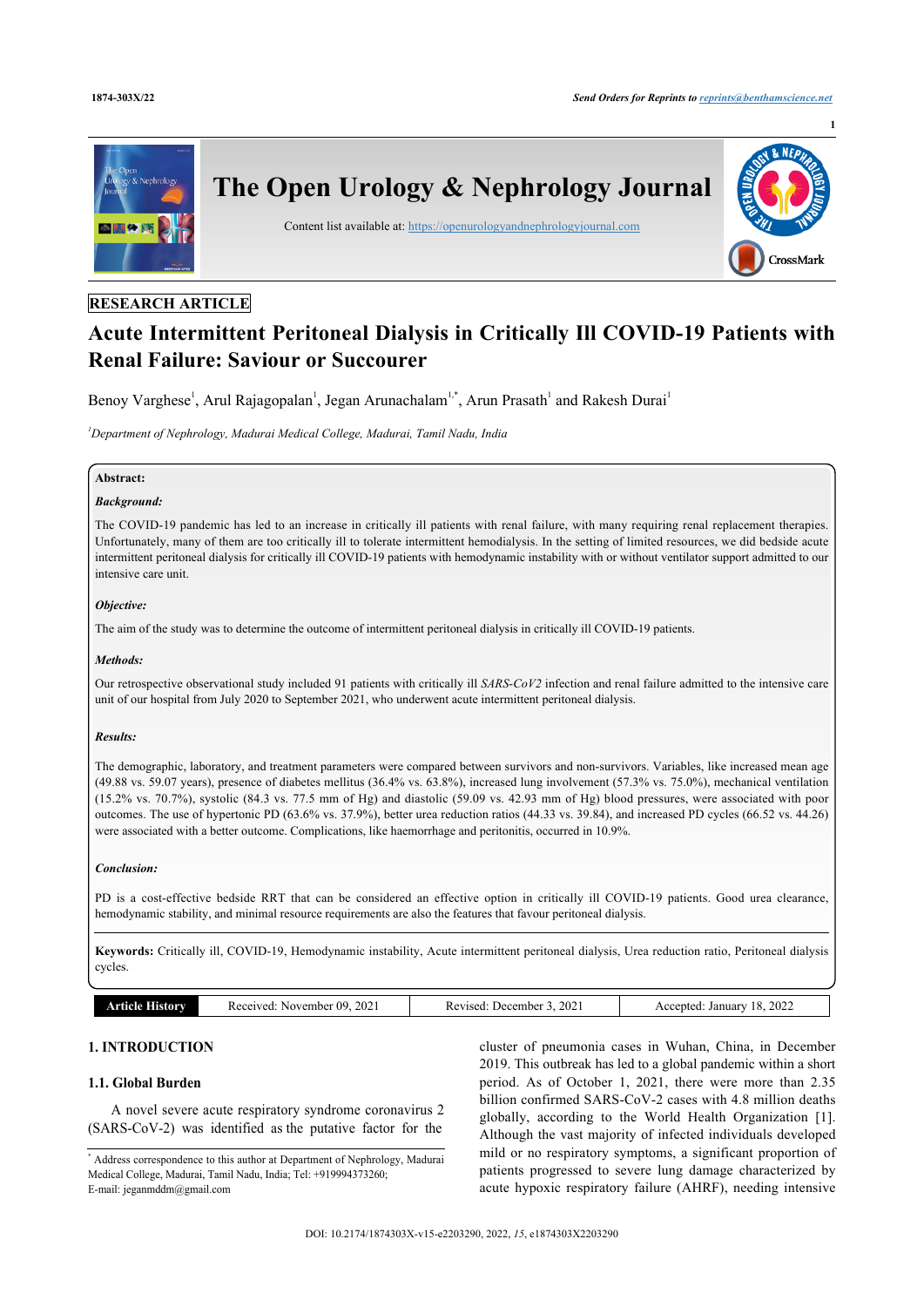RESEARCH ARTICLE

# Acute Intermittent Peritoneal Dialysis in Critically Ill COVID-19 Patients with Renal Failure: Saviour or Succourer

Benoy Varghese[1], Arul Rajagopalan[1], Jegan Arunachalam[1,*], Arun Prasath[1] and Rakesh Durai[1]

[1]*Department of Nephrology, Madurai Medical College, Madurai, Tamil Nadu, India*

**Abstract:**

***Background:***

The COVID-19 pandemic has led to an increase in critically ill patients with renal failure, with many requiring renal replacement therapies. Unfortunately, many of them are too critically ill to tolerate intermittent hemodialysis. In the setting of limited resources, we did bedside acute intermittent peritoneal dialysis for critically ill COVID-19 patients with hemodynamic instability with or without ventilator support admitted to our intensive care unit.

***Objective:***

The aim of the study was to determine the outcome of intermittent peritoneal dialysis in critically ill COVID-19 patients.

***Methods:***

Our retrospective observational study included 91 patients with critically ill *SARS-CoV2* infection and renal failure admitted to the intensive care unit of our hospital from July 2020 to September 2021, who underwent acute intermittent peritoneal dialysis.

***Results:***

The demographic, laboratory, and treatment parameters were compared between survivors and non-survivors. Variables, like increased mean age (49.88 vs. 59.07 years), presence of diabetes mellitus (36.4% vs. 63.8%), increased lung involvement (57.3% vs. 75.0%), mechanical ventilation (15.2% vs. 70.7%), systolic (84.3 vs. 77.5 mm of Hg) and diastolic (59.09 vs. 42.93 mm of Hg) blood pressures, were associated with poor outcomes. The use of hypertonic PD (63.6% vs. 37.9%), better urea reduction ratios (44.33 vs. 39.84), and increased PD cycles (66.52 vs. 44.26) were associated with a better outcome. Complications, like haemorrhage and peritonitis, occurred in 10.9%.

***Conclusion:***

PD is a cost-effective bedside RRT that can be considered an effective option in critically ill COVID-19 patients. Good urea clearance, hemodynamic stability, and minimal resource requirements are also the features that favour peritoneal dialysis.

**Keywords:** Critically ill, COVID-19, Hemodynamic instability, Acute intermittent peritoneal dialysis, Urea reduction ratio, Peritoneal dialysis cycles.

| Article History | Received: November 09, 2021 | Revised: December 3, 2021 | Accepted: January 18, 2022 |
|---|---|---|---|

## 1. INTRODUCTION

### 1.1. Global Burden

A novel severe acute respiratory syndrome coronavirus 2 (SARS-CoV-2) was identified as the putative factor for the cluster of pneumonia cases in Wuhan, China, in December 2019. This outbreak has led to a global pandemic within a short period. As of October 1, 2021, there were more than 2.35 billion confirmed SARS-CoV-2 cases with 4.8 million deaths globally, according to the World Health Organization [1]. Although the vast majority of infected individuals developed mild or no respiratory symptoms, a significant proportion of patients progressed to severe lung damage characterized by acute hypoxic respiratory failure (AHRF), needing intensive

[*] Address correspondence to this author at Department of Nephrology, Madurai Medical College, Madurai, Tamil Nadu, India; Tel: +919994373260; E-mail: jeganmddm@gmail.com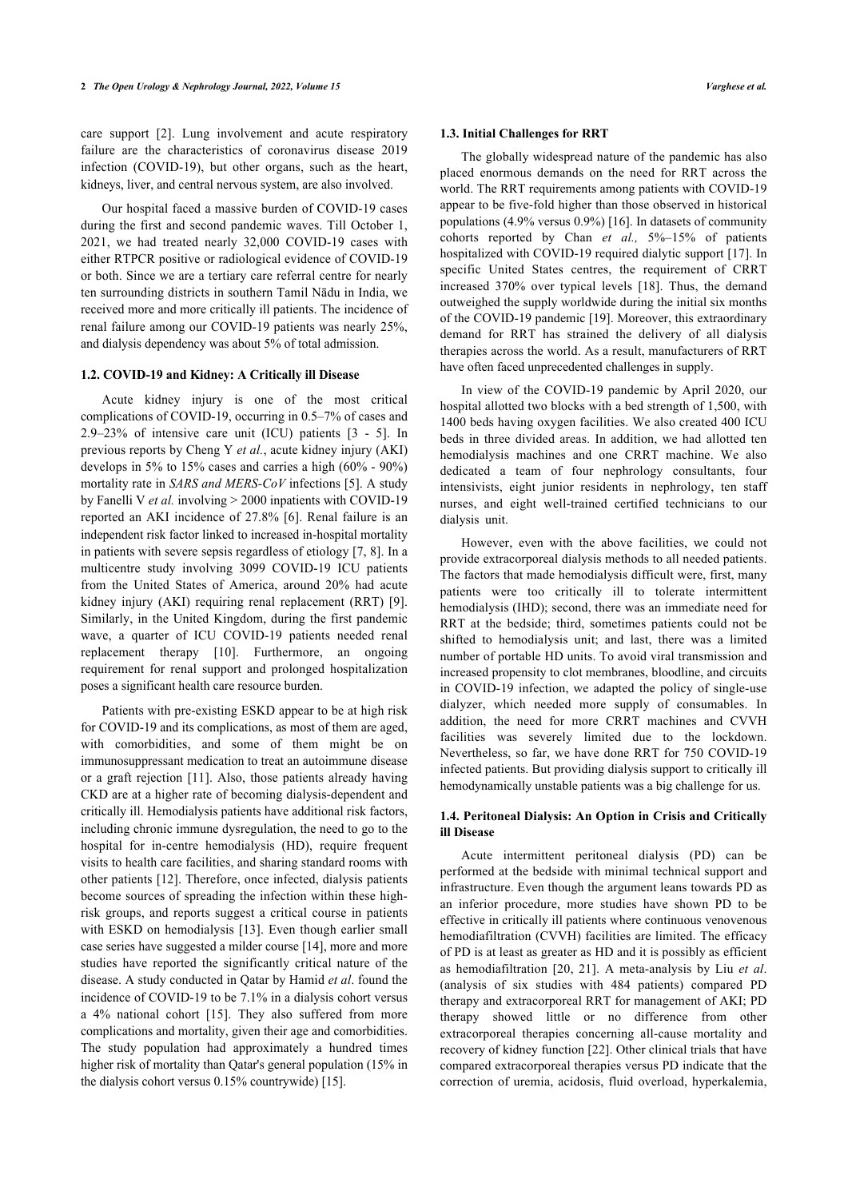care support [2]. Lung involvement and acute respiratory failure are the characteristics of coronavirus disease 2019 infection (COVID-19), but other organs, such as the heart, kidneys, liver, and central nervous system, are also involved.

Our hospital faced a massive burden of COVID-19 cases during the first and second pandemic waves. Till October 1, 2021, we had treated nearly 32,000 COVID-19 cases with either RTPCR positive or radiological evidence of COVID-19 or both. Since we are a tertiary care referral centre for nearly ten surrounding districts in southern Tamil Nādu in India, we received more and more critically ill patients. The incidence of renal failure among our COVID-19 patients was nearly 25%, and dialysis dependency was about 5% of total admission.

### 1.2. COVID-19 and Kidney: A Critically ill Disease

Acute kidney injury is one of the most critical complications of COVID-19, occurring in 0.5–7% of cases and 2.9–23% of intensive care unit (ICU) patients [3 - 5]. In previous reports by Cheng Y *et al.*, acute kidney injury (AKI) develops in 5% to 15% cases and carries a high (60% - 90%) mortality rate in *SARS and MERS-CoV* infections [5]. A study by Fanelli V *et al.* involving > 2000 inpatients with COVID-19 reported an AKI incidence of 27.8% [6]. Renal failure is an independent risk factor linked to increased in-hospital mortality in patients with severe sepsis regardless of etiology [7, 8]. In a multicentre study involving 3099 COVID-19 ICU patients from the United States of America, around 20% had acute kidney injury (AKI) requiring renal replacement (RRT) [9]. Similarly, in the United Kingdom, during the first pandemic wave, a quarter of ICU COVID-19 patients needed renal replacement therapy [10]. Furthermore, an ongoing requirement for renal support and prolonged hospitalization poses a significant health care resource burden.

Patients with pre-existing ESKD appear to be at high risk for COVID-19 and its complications, as most of them are aged, with comorbidities, and some of them might be on immunosuppressant medication to treat an autoimmune disease or a graft rejection [11]. Also, those patients already having CKD are at a higher rate of becoming dialysis-dependent and critically ill. Hemodialysis patients have additional risk factors, including chronic immune dysregulation, the need to go to the hospital for in-centre hemodialysis (HD), require frequent visits to health care facilities, and sharing standard rooms with other patients [12]. Therefore, once infected, dialysis patients become sources of spreading the infection within these high-risk groups, and reports suggest a critical course in patients with ESKD on hemodialysis [13]. Even though earlier small case series have suggested a milder course [14], more and more studies have reported the significantly critical nature of the disease. A study conducted in Qatar by Hamid *et al*. found the incidence of COVID-19 to be 7.1% in a dialysis cohort versus a 4% national cohort [15]. They also suffered from more complications and mortality, given their age and comorbidities. The study population had approximately a hundred times higher risk of mortality than Qatar's general population (15% in the dialysis cohort versus 0.15% countrywide) [15].

### 1.3. Initial Challenges for RRT

The globally widespread nature of the pandemic has also placed enormous demands on the need for RRT across the world. The RRT requirements among patients with COVID-19 appear to be five-fold higher than those observed in historical populations (4.9% versus 0.9%) [16]. In datasets of community cohorts reported by Chan *et al.,* 5%–15% of patients hospitalized with COVID-19 required dialytic support [17]. In specific United States centres, the requirement of CRRT increased 370% over typical levels [18]. Thus, the demand outweighed the supply worldwide during the initial six months of the COVID-19 pandemic [19]. Moreover, this extraordinary demand for RRT has strained the delivery of all dialysis therapies across the world. As a result, manufacturers of RRT have often faced unprecedented challenges in supply.

In view of the COVID-19 pandemic by April 2020, our hospital allotted two blocks with a bed strength of 1,500, with 1400 beds having oxygen facilities. We also created 400 ICU beds in three divided areas. In addition, we had allotted ten hemodialysis machines and one CRRT machine. We also dedicated a team of four nephrology consultants, four intensivists, eight junior residents in nephrology, ten staff nurses, and eight well-trained certified technicians to our dialysis unit.

However, even with the above facilities, we could not provide extracorporeal dialysis methods to all needed patients. The factors that made hemodialysis difficult were, first, many patients were too critically ill to tolerate intermittent hemodialysis (IHD); second, there was an immediate need for RRT at the bedside; third, sometimes patients could not be shifted to hemodialysis unit; and last, there was a limited number of portable HD units. To avoid viral transmission and increased propensity to clot membranes, bloodline, and circuits in COVID-19 infection, we adapted the policy of single-use dialyzer, which needed more supply of consumables. In addition, the need for more CRRT machines and CVVH facilities was severely limited due to the lockdown. Nevertheless, so far, we have done RRT for 750 COVID-19 infected patients. But providing dialysis support to critically ill hemodynamically unstable patients was a big challenge for us.

### 1.4. Peritoneal Dialysis: An Option in Crisis and Critically ill Disease

Acute intermittent peritoneal dialysis (PD) can be performed at the bedside with minimal technical support and infrastructure. Even though the argument leans towards PD as an inferior procedure, more studies have shown PD to be effective in critically ill patients where continuous venovenous hemodiafiltration (CVVH) facilities are limited. The efficacy of PD is at least as greater as HD and it is possibly as efficient as hemodiafiltration [20, 21]. A meta-analysis by Liu *et al*. (analysis of six studies with 484 patients) compared PD therapy and extracorporeal RRT for management of AKI; PD therapy showed little or no difference from other extracorporeal therapies concerning all-cause mortality and recovery of kidney function [22]. Other clinical trials that have compared extracorporeal therapies versus PD indicate that the correction of uremia, acidosis, fluid overload, hyperkalemia,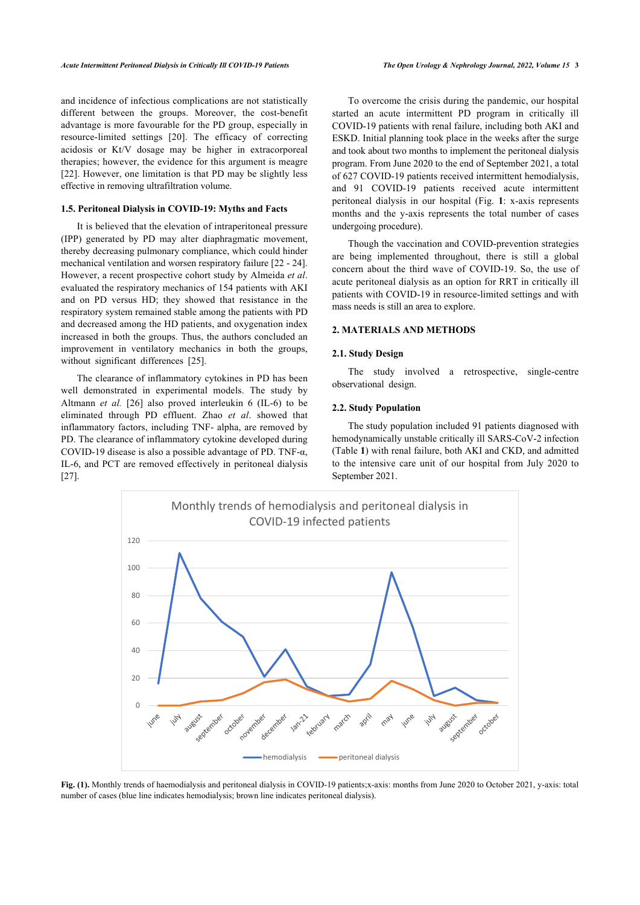and incidence of infectious complications are not statistically different between the groups. Moreover, the cost-benefit advantage is more favourable for the PD group, especially in resource-limited settings [20]. The efficacy of correcting acidosis or Kt/V dosage may be higher in extracorporeal therapies; however, the evidence for this argument is meagre [22]. However, one limitation is that PD may be slightly less effective in removing ultrafiltration volume.

### 1.5. Peritoneal Dialysis in COVID-19: Myths and Facts

It is believed that the elevation of intraperitoneal pressure (IPP) generated by PD may alter diaphragmatic movement, thereby decreasing pulmonary compliance, which could hinder mechanical ventilation and worsen respiratory failure [22 - 24]. However, a recent prospective cohort study by Almeida *et al*. evaluated the respiratory mechanics of 154 patients with AKI and on PD versus HD; they showed that resistance in the respiratory system remained stable among the patients with PD and decreased among the HD patients, and oxygenation index increased in both the groups. Thus, the authors concluded an improvement in ventilatory mechanics in both the groups, without significant differences [25].

The clearance of inflammatory cytokines in PD has been well demonstrated in experimental models. The study by Altmann *et al.* [26] also proved interleukin 6 (IL-6) to be eliminated through PD effluent. Zhao *et al*. showed that inflammatory factors, including TNF- alpha, are removed by PD. The clearance of inflammatory cytokine developed during COVID-19 disease is also a possible advantage of PD. TNF-α, IL-6, and PCT are removed effectively in peritoneal dialysis [27].

To overcome the crisis during the pandemic, our hospital started an acute intermittent PD program in critically ill COVID-19 patients with renal failure, including both AKI and ESKD. Initial planning took place in the weeks after the surge and took about two months to implement the peritoneal dialysis program. From June 2020 to the end of September 2021, a total of 627 COVID-19 patients received intermittent hemodialysis, and 91 COVID-19 patients received acute intermittent peritoneal dialysis in our hospital (Fig. **1**: x-axis represents months and the y-axis represents the total number of cases undergoing procedure).

Though the vaccination and COVID-prevention strategies are being implemented throughout, there is still a global concern about the third wave of COVID-19. So, the use of acute peritoneal dialysis as an option for RRT in critically ill patients with COVID-19 in resource-limited settings and with mass needs is still an area to explore.

## 2. MATERIALS AND METHODS

### 2.1. Study Design

The study involved a retrospective, single-centre observational design.

### 2.2. Study Population

The study population included 91 patients diagnosed with hemodynamically unstable critically ill SARS-CoV-2 infection (Table **1**) with renal failure, both AKI and CKD, and admitted to the intensive care unit of our hospital from July 2020 to September 2021.

**Fig. (1).** Monthly trends of haemodialysis and peritoneal dialysis in COVID-19 patients;x-axis: months from June 2020 to October 2021, y-axis: total number of cases (blue line indicates hemodialysis; brown line indicates peritoneal dialysis).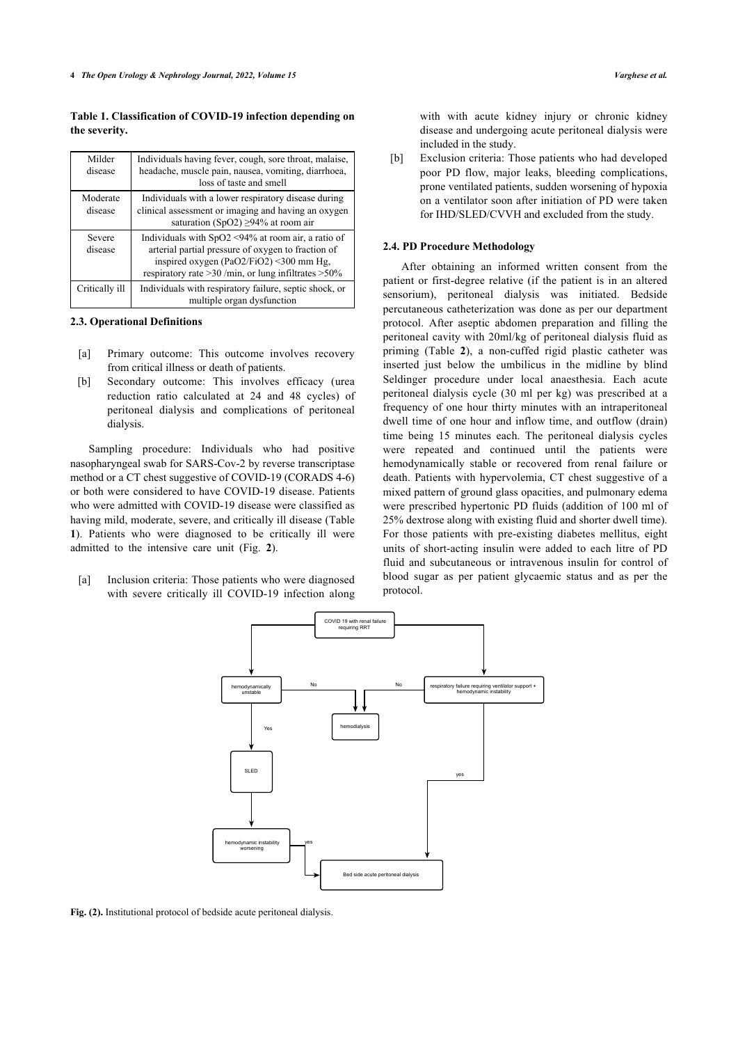**Table 1. Classification of COVID-19 infection depending on the severity.**

| | |
|---|---|
| Milder disease | Individuals having fever, cough, sore throat, malaise, headache, muscle pain, nausea, vomiting, diarrhoea, loss of taste and smell |
| Moderate disease | Individuals with a lower respiratory disease during clinical assessment or imaging and having an oxygen saturation ($SpO_2$) ≥94% at room air |
| Severe disease | Individuals with $SpO_2$ <94% at room air, a ratio of arterial partial pressure of oxygen to fraction of inspired oxygen ($PaO_2/FiO_2$) <300 mm Hg, respiratory rate >30 /min, or lung infiltrates >50% |
| Critically ill | Individuals with respiratory failure, septic shock, or multiple organ dysfunction |

### 2.3. Operational Definitions

[a] Primary outcome: This outcome involves recovery from critical illness or death of patients.

[b] Secondary outcome: This involves efficacy (urea reduction ratio calculated at 24 and 48 cycles) of peritoneal dialysis and complications of peritoneal dialysis.

Sampling procedure: Individuals who had positive nasopharyngeal swab for SARS-Cov-2 by reverse transcriptase method or a CT chest suggestive of COVID-19 (CORADS 4-6) or both were considered to have COVID-19 disease. Patients who were admitted with COVID-19 disease were classified as having mild, moderate, severe, and critically ill disease (Table **1**). Patients who were diagnosed to be critically ill were admitted to the intensive care unit (Fig. **2**).

[a] Inclusion criteria: Those patients who were diagnosed with severe critically ill COVID-19 infection along with with acute kidney injury or chronic kidney disease and undergoing acute peritoneal dialysis were included in the study.

[b] Exclusion criteria: Those patients who had developed poor PD flow, major leaks, bleeding complications, prone ventilated patients, sudden worsening of hypoxia on a ventilator soon after initiation of PD were taken for IHD/SLED/CVVH and excluded from the study.

### 2.4. PD Procedure Methodology

After obtaining an informed written consent from the patient or first-degree relative (if the patient is in an altered sensorium), peritoneal dialysis was initiated. Bedside percutaneous catheterization was done as per our department protocol. After aseptic abdomen preparation and filling the peritoneal cavity with 20ml/kg of peritoneal dialysis fluid as priming (Table **2**), a non-cuffed rigid plastic catheter was inserted just below the umbilicus in the midline by blind Seldinger procedure under local anaesthesia. Each acute peritoneal dialysis cycle (30 ml per kg) was prescribed at a frequency of one hour thirty minutes with an intraperitoneal dwell time of one hour and inflow time, and outflow (drain) time being 15 minutes each. The peritoneal dialysis cycles were repeated and continued until the patients were hemodynamically stable or recovered from renal failure or death. Patients with hypervolemia, CT chest suggestive of a mixed pattern of ground glass opacities, and pulmonary edema were prescribed hypertonic PD fluids (addition of 100 ml of 25% dextrose along with existing fluid and shorter dwell time). For those patients with pre-existing diabetes mellitus, eight units of short-acting insulin were added to each litre of PD fluid and subcutaneous or intravenous insulin for control of blood sugar as per patient glycaemic status and as per the protocol.

```
COVID 19 with renal failure requiring RRT
├── hemodynamically unstable
│     ├── No → hemodialysis
│     └── Yes → SLED → hemodynamic instability worsening
│                        └── yes → Bed side acute peritoneal dialysis
└── respiratory failure requiring ventilator support + hemodynamic instability
      ├── No → hemodialysis
      └── yes → Bed side acute peritoneal dialysis
```

**Fig. (2).** Institutional protocol of bedside acute peritoneal dialysis.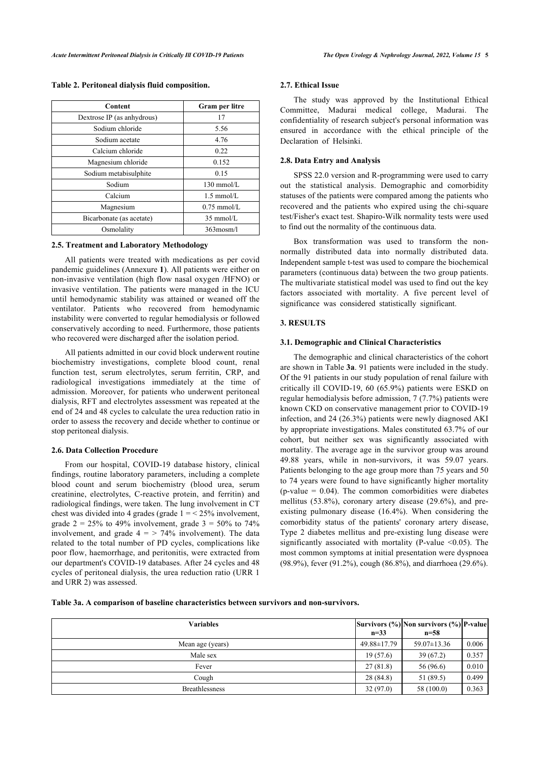**Table 2. Peritoneal dialysis fluid composition.**

| Content | Gram per litre |
|---|---|
| Dextrose IP (as anhydrous) | 17 |
| Sodium chloride | 5.56 |
| Sodium acetate | 4.76 |
| Calcium chloride | 0.22 |
| Magnesium chloride | 0.152 |
| Sodium metabisulphite | 0.15 |
| Sodium | 130 mmol/L |
| Calcium | 1.5 mmol/L |
| Magnesium | 0.75 mmol/L |
| Bicarbonate (as acetate) | 35 mmol/L |
| Osmolality | 363mosm/l |

### 2.5. Treatment and Laboratory Methodology

All patients were treated with medications as per covid pandemic guidelines (Annexure **1**). All patients were either on non-invasive ventilation (high flow nasal oxygen /HFNO) or invasive ventilation. The patients were managed in the ICU until hemodynamic stability was attained or weaned off the ventilator. Patients who recovered from hemodynamic instability were converted to regular hemodialysis or followed conservatively according to need. Furthermore, those patients who recovered were discharged after the isolation period.

All patients admitted in our covid block underwent routine biochemistry investigations, complete blood count, renal function test, serum electrolytes, serum ferritin, CRP, and radiological investigations immediately at the time of admission. Moreover, for patients who underwent peritoneal dialysis, RFT and electrolytes assessment was repeated at the end of 24 and 48 cycles to calculate the urea reduction ratio in order to assess the recovery and decide whether to continue or stop peritoneal dialysis.

### 2.6. Data Collection Procedure

From our hospital, COVID-19 database history, clinical findings, routine laboratory parameters, including a complete blood count and serum biochemistry (blood urea, serum creatinine, electrolytes, C-reactive protein, and ferritin) and radiological findings, were taken. The lung involvement in CT chest was divided into 4 grades (grade 1 = < 25% involvement, grade 2 = 25% to 49% involvement, grade 3 = 50% to 74% involvement, and grade 4 = > 74% involvement). The data related to the total number of PD cycles, complications like poor flow, haemorrhage, and peritonitis, were extracted from our department's COVID-19 databases. After 24 cycles and 48 cycles of peritoneal dialysis, the urea reduction ratio (URR 1 and URR 2) was assessed.

### 2.7. Ethical Issue

The study was approved by the Institutional Ethical Committee, Madurai medical college, Madurai. The confidentiality of research subject's personal information was ensured in accordance with the ethical principle of the Declaration of Helsinki.

### 2.8. Data Entry and Analysis

SPSS 22.0 version and R-programming were used to carry out the statistical analysis. Demographic and comorbidity statuses of the patients were compared among the patients who recovered and the patients who expired using the chi-square test/Fisher's exact test. Shapiro-Wilk normality tests were used to find out the normality of the continuous data.

Box transformation was used to transform the non-normally distributed data into normally distributed data. Independent sample t-test was used to compare the biochemical parameters (continuous data) between the two group patients. The multivariate statistical model was used to find out the key factors associated with mortality. A five percent level of significance was considered statistically significant.

## 3. RESULTS

### 3.1. Demographic and Clinical Characteristics

The demographic and clinical characteristics of the cohort are shown in Table **3a**. 91 patients were included in the study. Of the 91 patients in our study population of renal failure with critically ill COVID-19, 60 (65.9%) patients were ESKD on regular hemodialysis before admission, 7 (7.7%) patients were known CKD on conservative management prior to COVID-19 infection, and 24 (26.3%) patients were newly diagnosed AKI by appropriate investigations. Males constituted 63.7% of our cohort, but neither sex was significantly associated with mortality. The average age in the survivor group was around 49.88 years, while in non-survivors, it was 59.07 years. Patients belonging to the age group more than 75 years and 50 to 74 years were found to have significantly higher mortality (p-value = 0.04). The common comorbidities were diabetes mellitus (53.8%), coronary artery disease (29.6%), and pre-existing pulmonary disease (16.4%). When considering the comorbidity status of the patients' coronary artery disease, Type 2 diabetes mellitus and pre-existing lung disease were significantly associated with mortality (P-value <0.05). The most common symptoms at initial presentation were dyspnoea (98.9%), fever (91.2%), cough (86.8%), and diarrhoea (29.6%).

**Table 3a. A comparison of baseline characteristics between survivors and non-survivors.**

| Variables | Survivors (%) n=33 | Non survivors (%) n=58 | P-value |
|---|---|---|---|
| Mean age (years) | 49.88±17.79 | 59.07±13.36 | 0.006 |
| Male sex | 19 (57.6) | 39 (67.2) | 0.357 |
| Fever | 27 (81.8) | 56 (96.6) | 0.010 |
| Cough | 28 (84.8) | 51 (89.5) | 0.499 |
| Breathlessness | 32 (97.0) | 58 (100.0) | 0.363 |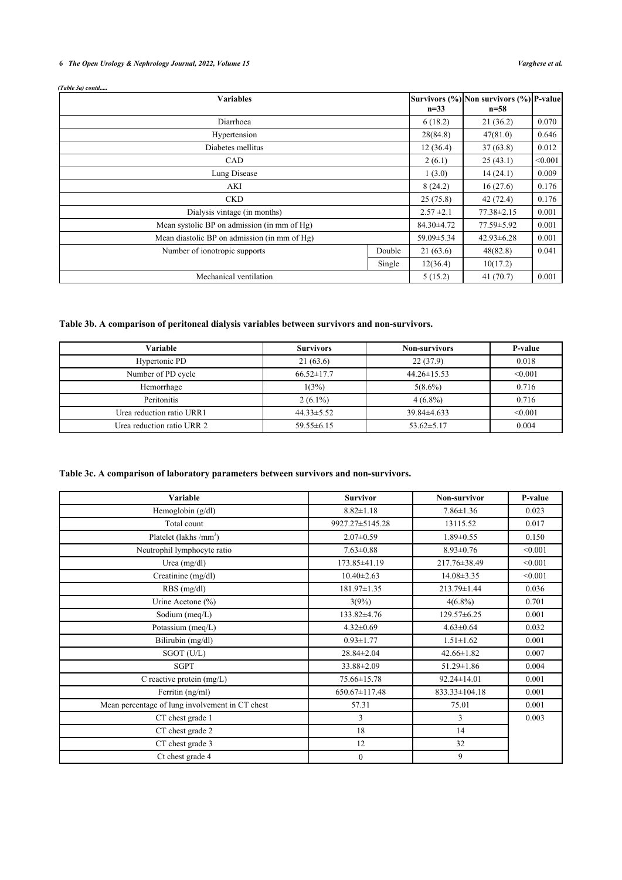*(Table 3a) contd.....*

| Variables | | Survivors (%) n=33 | Non survivors (%) n=58 | P-value |
|---|---|---|---|---|
| Diarrhoea | | 6 (18.2) | 21 (36.2) | 0.070 |
| Hypertension | | 28(84.8) | 47(81.0) | 0.646 |
| Diabetes mellitus | | 12 (36.4) | 37 (63.8) | 0.012 |
| CAD | | 2 (6.1) | 25 (43.1) | <0.001 |
| Lung Disease | | 1 (3.0) | 14 (24.1) | 0.009 |
| AKI | | 8 (24.2) | 16 (27.6) | 0.176 |
| CKD | | 25 (75.8) | 42 (72.4) | 0.176 |
| Dialysis vintage (in months) | | 2.57 ±2.1 | 77.38±2.15 | 0.001 |
| Mean systolic BP on admission (in mm of Hg) | | 84.30±4.72 | 77.59±5.92 | 0.001 |
| Mean diastolic BP on admission (in mm of Hg) | | 59.09±5.34 | 42.93±6.28 | 0.001 |
| Number of ionotropic supports | Double | 21 (63.6) | 48(82.8) | 0.041 |
| | Single | 12(36.4) | 10(17.2) | |
| Mechanical ventilation | | 5 (15.2) | 41 (70.7) | 0.001 |

**Table 3b. A comparison of peritoneal dialysis variables between survivors and non-survivors.**

| Variable | Survivors | Non-survivors | P-value |
|---|---|---|---|
| Hypertonic PD | 21 (63.6) | 22 (37.9) | 0.018 |
| Number of PD cycle | 66.52±17.7 | 44.26±15.53 | <0.001 |
| Hemorrhage | 1(3%) | 5(8.6%) | 0.716 |
| Peritonitis | 2 (6.1%) | 4 (6.8%) | 0.716 |
| Urea reduction ratio URR1 | 44.33±5.52 | 39.84±4.633 | <0.001 |
| Urea reduction ratio URR 2 | 59.55±6.15 | 53.62±5.17 | 0.004 |

**Table 3c. A comparison of laboratory parameters between survivors and non-survivors.**

| Variable | Survivor | Non-survivor | P-value |
|---|---|---|---|
| Hemoglobin (g/dl) | 8.82±1.18 | 7.86±1.36 | 0.023 |
| Total count | 9927.27±5145.28 | 13115.52 | 0.017 |
| Platelet (lakhs /mm$^3$) | 2.07±0.59 | 1.89±0.55 | 0.150 |
| Neutrophil lymphocyte ratio | 7.63±0.88 | 8.93±0.76 | <0.001 |
| Urea (mg/dl) | 173.85±41.19 | 217.76±38.49 | <0.001 |
| Creatinine (mg/dl) | 10.40±2.63 | 14.08±3.35 | <0.001 |
| RBS (mg/dl) | 181.97±1.35 | 213.79±1.44 | 0.036 |
| Urine Acetone (%) | 3(9%) | 4(6.8%) | 0.701 |
| Sodium (meq/L) | 133.82±4.76 | 129.57±6.25 | 0.001 |
| Potassium (meq/L) | 4.32±0.69 | 4.63±0.64 | 0.032 |
| Bilirubin (mg/dl) | 0.93±1.77 | 1.51±1.62 | 0.001 |
| SGOT (U/L) | 28.84±2.04 | 42.66±1.82 | 0.007 |
| SGPT | 33.88±2.09 | 51.29±1.86 | 0.004 |
| C reactive protein (mg/L) | 75.66±15.78 | 92.24±14.01 | 0.001 |
| Ferritin (ng/ml) | 650.67±117.48 | 833.33±104.18 | 0.001 |
| Mean percentage of lung involvement in CT chest | 57.31 | 75.01 | 0.001 |
| CT chest grade 1 | 3 | 3 | 0.003 |
| CT chest grade 2 | 18 | 14 | |
| CT chest grade 3 | 12 | 32 | |
| Ct chest grade 4 | 0 | 9 | |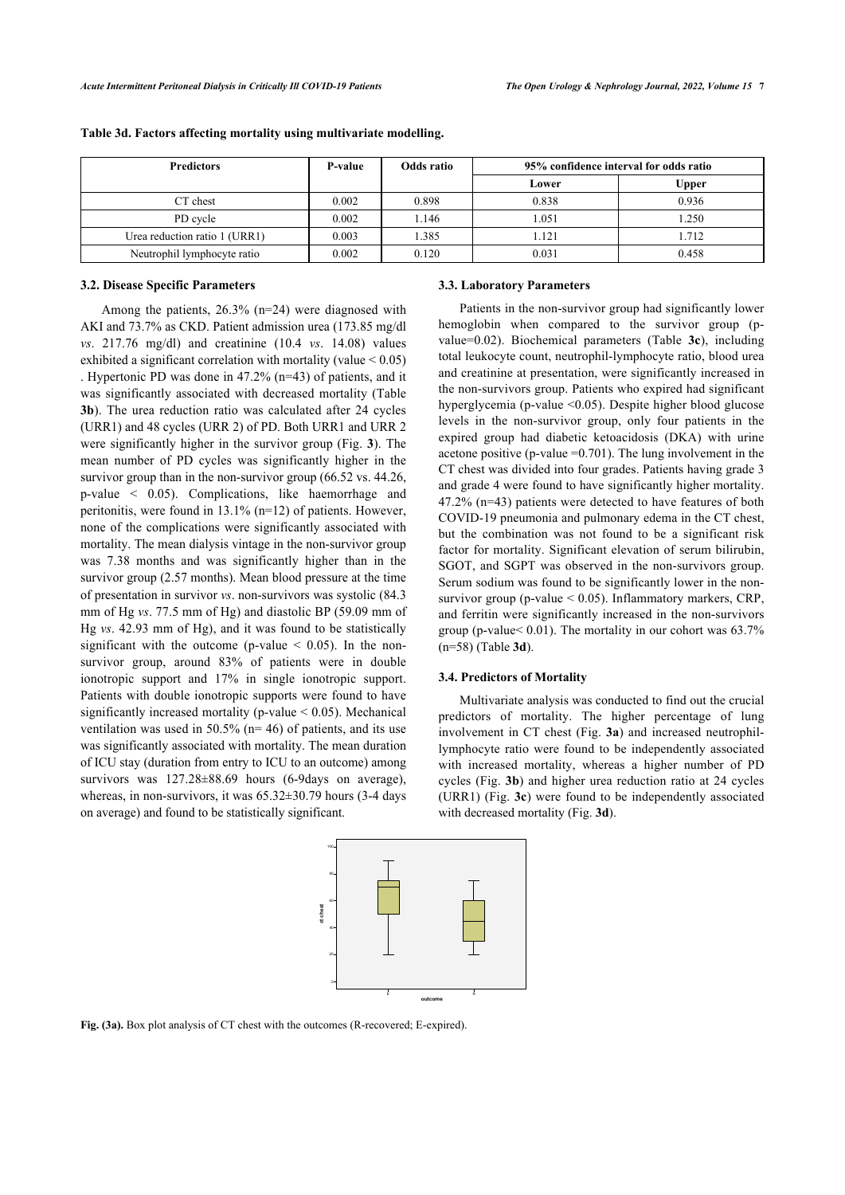**Table 3d. Factors affecting mortality using multivariate modelling.**

| Predictors | P-value | Odds ratio | 95% confidence interval for odds ratio | |
|---|---|---|---|---|
| | | | Lower | Upper |
| CT chest | 0.002 | 0.898 | 0.838 | 0.936 |
| PD cycle | 0.002 | 1.146 | 1.051 | 1.250 |
| Urea reduction ratio 1 (URR1) | 0.003 | 1.385 | 1.121 | 1.712 |
| Neutrophil lymphocyte ratio | 0.002 | 0.120 | 0.031 | 0.458 |

### 3.2. Disease Specific Parameters

Among the patients, 26.3% (n=24) were diagnosed with AKI and 73.7% as CKD. Patient admission urea (173.85 mg/dl *vs*. 217.76 mg/dl) and creatinine (10.4 *vs*. 14.08) values exhibited a significant correlation with mortality (value $< 0.05$). Hypertonic PD was done in 47.2% (n=43) of patients, and it was significantly associated with decreased mortality (Table **3b**). The urea reduction ratio was calculated after 24 cycles (URR1) and 48 cycles (URR 2) of PD. Both URR1 and URR 2 were significantly higher in the survivor group (Fig. **3**). The mean number of PD cycles was significantly higher in the survivor group than in the non-survivor group (66.52 vs. 44.26, p-value $< 0.05$). Complications, like haemorrhage and peritonitis, were found in 13.1% (n=12) of patients. However, none of the complications were significantly associated with mortality. The mean dialysis vintage in the non-survivor group was 7.38 months and was significantly higher than in the survivor group (2.57 months). Mean blood pressure at the time of presentation in survivor *vs*. non-survivors was systolic (84.3 mm of Hg *vs*. 77.5 mm of Hg) and diastolic BP (59.09 mm of Hg *vs*. 42.93 mm of Hg), and it was found to be statistically significant with the outcome (p-value $< 0.05$). In the non-survivor group, around 83% of patients were in double ionotropic support and 17% in single ionotropic support. Patients with double ionotropic supports were found to have significantly increased mortality (p-value $< 0.05$). Mechanical ventilation was used in 50.5% (n= 46) of patients, and its use was significantly associated with mortality. The mean duration of ICU stay (duration from entry to ICU to an outcome) among survivors was 127.28±88.69 hours (6-9days on average), whereas, in non-survivors, it was 65.32±30.79 hours (3-4 days on average) and found to be statistically significant.

### 3.3. Laboratory Parameters

Patients in the non-survivor group had significantly lower hemoglobin when compared to the survivor group (p-value=0.02). Biochemical parameters (Table **3c**), including total leukocyte count, neutrophil-lymphocyte ratio, blood urea and creatinine at presentation, were significantly increased in the non-survivors group. Patients who expired had significant hyperglycemia (p-value $<0.05$). Despite higher blood glucose levels in the non-survivor group, only four patients in the expired group had diabetic ketoacidosis (DKA) with urine acetone positive (p-value =0.701). The lung involvement in the CT chest was divided into four grades. Patients having grade 3 and grade 4 were found to have significantly higher mortality. 47.2% (n=43) patients were detected to have features of both COVID-19 pneumonia and pulmonary edema in the CT chest, but the combination was not found to be a significant risk factor for mortality. Significant elevation of serum bilirubin, SGOT, and SGPT was observed in the non-survivors group. Serum sodium was found to be significantly lower in the non-survivor group (p-value $< 0.05$). Inflammatory markers, CRP, and ferritin were significantly increased in the non-survivors group (p-value$< 0.01$). The mortality in our cohort was 63.7% (n=58) (Table **3d**).

### 3.4. Predictors of Mortality

Multivariate analysis was conducted to find out the crucial predictors of mortality. The higher percentage of lung involvement in CT chest (Fig. **3a**) and increased neutrophil-lymphocyte ratio were found to be independently associated with increased mortality, whereas a higher number of PD cycles (Fig. **3b**) and higher urea reduction ratio at 24 cycles (URR1) (Fig. **3c**) were found to be independently associated with decreased mortality (Fig. **3d**).

**Fig. (3a).** Box plot analysis of CT chest with the outcomes (R-recovered; E-expired).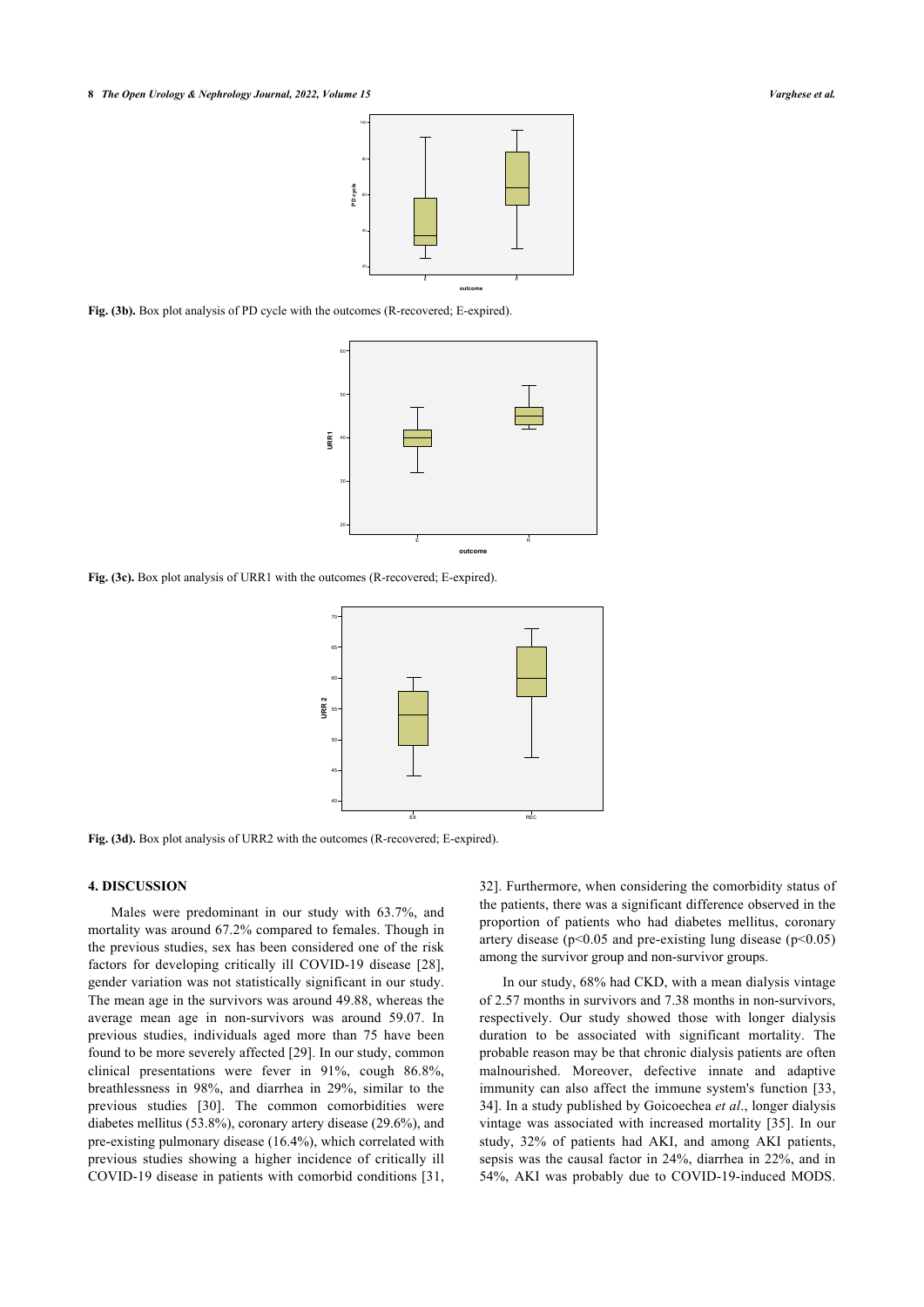**Fig. (3b).** Box plot analysis of PD cycle with the outcomes (R-recovered; E-expired).

**Fig. (3c).** Box plot analysis of URR1 with the outcomes (R-recovered; E-expired).

**Fig. (3d).** Box plot analysis of URR2 with the outcomes (R-recovered; E-expired).

## 4. DISCUSSION

Males were predominant in our study with 63.7%, and mortality was around 67.2% compared to females. Though in the previous studies, sex has been considered one of the risk factors for developing critically ill COVID-19 disease [28], gender variation was not statistically significant in our study. The mean age in the survivors was around 49.88, whereas the average mean age in non-survivors was around 59.07. In previous studies, individuals aged more than 75 have been found to be more severely affected [29]. In our study, common clinical presentations were fever in 91%, cough 86.8%, breathlessness in 98%, and diarrhea in 29%, similar to the previous studies [30]. The common comorbidities were diabetes mellitus (53.8%), coronary artery disease (29.6%), and pre-existing pulmonary disease (16.4%), which correlated with previous studies showing a higher incidence of critically ill COVID-19 disease in patients with comorbid conditions [31, 32]. Furthermore, when considering the comorbidity status of the patients, there was a significant difference observed in the proportion of patients who had diabetes mellitus, coronary artery disease ($p<0.05$ and pre-existing lung disease ($p<0.05$) among the survivor group and non-survivor groups.

In our study, 68% had CKD, with a mean dialysis vintage of 2.57 months in survivors and 7.38 months in non-survivors, respectively. Our study showed those with longer dialysis duration to be associated with significant mortality. The probable reason may be that chronic dialysis patients are often malnourished. Moreover, defective innate and adaptive immunity can also affect the immune system's function [33, 34]. In a study published by Goicoechea *et al*., longer dialysis vintage was associated with increased mortality [35]. In our study, 32% of patients had AKI, and among AKI patients, sepsis was the causal factor in 24%, diarrhea in 22%, and in 54%, AKI was probably due to COVID-19-induced MODS.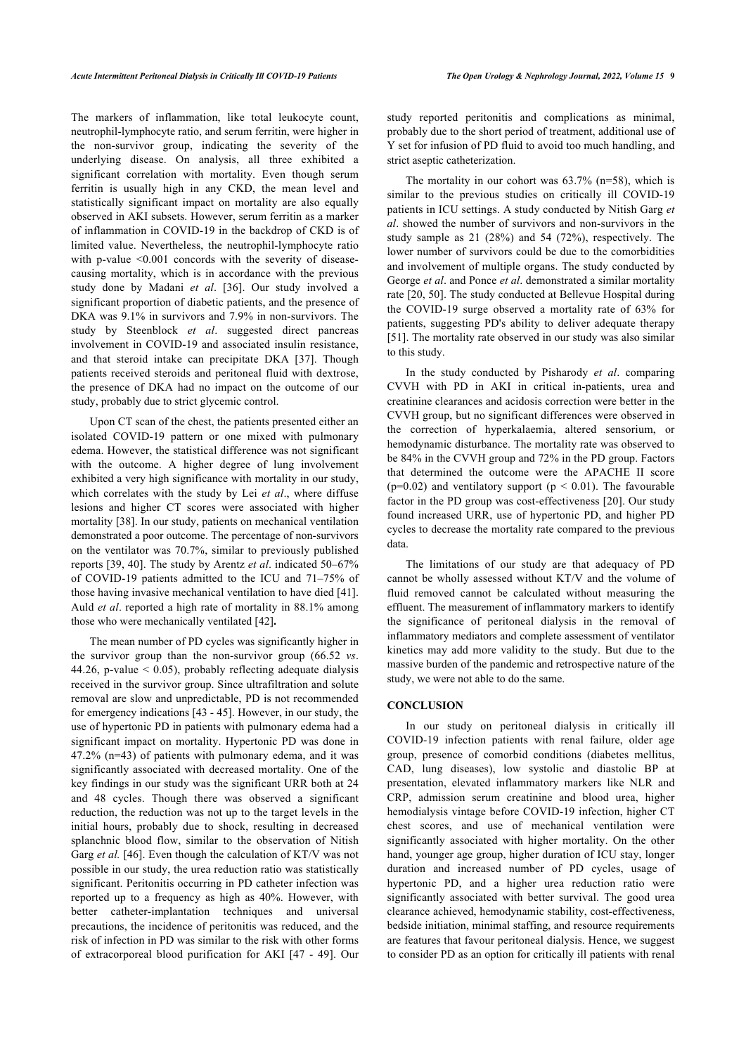The markers of inflammation, like total leukocyte count, neutrophil-lymphocyte ratio, and serum ferritin, were higher in the non-survivor group, indicating the severity of the underlying disease. On analysis, all three exhibited a significant correlation with mortality. Even though serum ferritin is usually high in any CKD, the mean level and statistically significant impact on mortality are also equally observed in AKI subsets. However, serum ferritin as a marker of inflammation in COVID-19 in the backdrop of CKD is of limited value. Nevertheless, the neutrophil-lymphocyte ratio with p-value $<0.001$ concords with the severity of disease-causing mortality, which is in accordance with the previous study done by Madani *et al*. [36]. Our study involved a significant proportion of diabetic patients, and the presence of DKA was 9.1% in survivors and 7.9% in non-survivors. The study by Steenblock *et al*. suggested direct pancreas involvement in COVID-19 and associated insulin resistance, and that steroid intake can precipitate DKA [37]. Though patients received steroids and peritoneal fluid with dextrose, the presence of DKA had no impact on the outcome of our study, probably due to strict glycemic control.

Upon CT scan of the chest, the patients presented either an isolated COVID-19 pattern or one mixed with pulmonary edema. However, the statistical difference was not significant with the outcome. A higher degree of lung involvement exhibited a very high significance with mortality in our study, which correlates with the study by Lei *et al*., where diffuse lesions and higher CT scores were associated with higher mortality [38]. In our study, patients on mechanical ventilation demonstrated a poor outcome. The percentage of non-survivors on the ventilator was 70.7%, similar to previously published reports [39, 40]. The study by Arentz *et al*. indicated 50–67% of COVID-19 patients admitted to the ICU and 71–75% of those having invasive mechanical ventilation to have died [41]. Auld *et al*. reported a high rate of mortality in 88.1% among those who were mechanically ventilated [42]**.**

The mean number of PD cycles was significantly higher in the survivor group than the non-survivor group (66.52 *vs*. 44.26, p-value $< 0.05$), probably reflecting adequate dialysis received in the survivor group. Since ultrafiltration and solute removal are slow and unpredictable, PD is not recommended for emergency indications [43 - 45]. However, in our study, the use of hypertonic PD in patients with pulmonary edema had a significant impact on mortality. Hypertonic PD was done in 47.2% (n=43) of patients with pulmonary edema, and it was significantly associated with decreased mortality. One of the key findings in our study was the significant URR both at 24 and 48 cycles. Though there was observed a significant reduction, the reduction was not up to the target levels in the initial hours, probably due to shock, resulting in decreased splanchnic blood flow, similar to the observation of Nitish Garg *et al.* [46]. Even though the calculation of KT/V was not possible in our study, the urea reduction ratio was statistically significant. Peritonitis occurring in PD catheter infection was reported up to a frequency as high as 40%. However, with better catheter-implantation techniques and universal precautions, the incidence of peritonitis was reduced, and the risk of infection in PD was similar to the risk with other forms of extracorporeal blood purification for AKI [47 - 49]. Our study reported peritonitis and complications as minimal, probably due to the short period of treatment, additional use of Y set for infusion of PD fluid to avoid too much handling, and strict aseptic catheterization.

The mortality in our cohort was 63.7% (n=58), which is similar to the previous studies on critically ill COVID-19 patients in ICU settings. A study conducted by Nitish Garg *et al*. showed the number of survivors and non-survivors in the study sample as 21 (28%) and 54 (72%), respectively. The lower number of survivors could be due to the comorbidities and involvement of multiple organs. The study conducted by George *et al*. and Ponce *et al*. demonstrated a similar mortality rate [20, 50]. The study conducted at Bellevue Hospital during the COVID-19 surge observed a mortality rate of 63% for patients, suggesting PD's ability to deliver adequate therapy [51]. The mortality rate observed in our study was also similar to this study.

In the study conducted by Pisharody *et al*. comparing CVVH with PD in AKI in critical in-patients, urea and creatinine clearances and acidosis correction were better in the CVVH group, but no significant differences were observed in the correction of hyperkalaemia, altered sensorium, or hemodynamic disturbance. The mortality rate was observed to be 84% in the CVVH group and 72% in the PD group. Factors that determined the outcome were the APACHE II score ($p=0.02$) and ventilatory support ($p < 0.01$). The favourable factor in the PD group was cost-effectiveness [20]. Our study found increased URR, use of hypertonic PD, and higher PD cycles to decrease the mortality rate compared to the previous data.

The limitations of our study are that adequacy of PD cannot be wholly assessed without KT/V and the volume of fluid removed cannot be calculated without measuring the effluent. The measurement of inflammatory markers to identify the significance of peritoneal dialysis in the removal of inflammatory mediators and complete assessment of ventilator kinetics may add more validity to the study. But due to the massive burden of the pandemic and retrospective nature of the study, we were not able to do the same.

## CONCLUSION

In our study on peritoneal dialysis in critically ill COVID-19 infection patients with renal failure, older age group, presence of comorbid conditions (diabetes mellitus, CAD, lung diseases), low systolic and diastolic BP at presentation, elevated inflammatory markers like NLR and CRP, admission serum creatinine and blood urea, higher hemodialysis vintage before COVID-19 infection, higher CT chest scores, and use of mechanical ventilation were significantly associated with higher mortality. On the other hand, younger age group, higher duration of ICU stay, longer duration and increased number of PD cycles, usage of hypertonic PD, and a higher urea reduction ratio were significantly associated with better survival. The good urea clearance achieved, hemodynamic stability, cost-effectiveness, bedside initiation, minimal staffing, and resource requirements are features that favour peritoneal dialysis. Hence, we suggest to consider PD as an option for critically ill patients with renal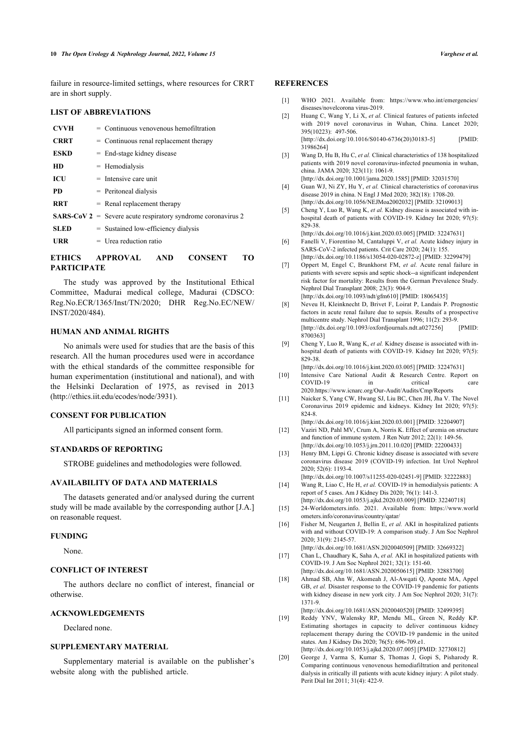failure in resource-limited settings, where resources for CRRT are in short supply.

## LIST OF ABBREVIATIONS

| | |
|---|---|
| **CVVH** | = Continuous venovenous hemofiltration |
| **CRRT** | = Continuous renal replacement therapy |
| **ESKD** | = End-stage kidney disease |
| **HD** | = Hemodialysis |
| **ICU** | = Intensive care unit |
| **PD** | = Peritoneal dialysis |
| **RRT** | = Renal replacement therapy |
| **SARS-CoV 2** | = Severe acute respiratory syndrome coronavirus 2 |
| **SLED** | = Sustained low-efficiency dialysis |
| **URR** | = Urea reduction ratio |

## ETHICS APPROVAL AND CONSENT TO PARTICIPATE

The study was approved by the Institutional Ethical Committee, Madurai medical college, Madurai (CDSCO: Reg.No.ECR/1365/Inst/TN/2020; DHR Reg.No.EC/NEW/INST/2020/484).

## HUMAN AND ANIMAL RIGHTS

No animals were used for studies that are the basis of this research. All the human procedures used were in accordance with the ethical standards of the committee responsible for human experimentation (institutional and national), and with the Helsinki Declaration of 1975, as revised in 2013 (http://ethics.iit.edu/ecodes/node/3931).

## CONSENT FOR PUBLICATION

All participants signed an informed consent form.

## STANDARDS OF REPORTING

STROBE guidelines and methodologies were followed.

## AVAILABILITY OF DATA AND MATERIALS

The datasets generated and/or analysed during the current study will be made available by the corresponding author [J.A.] on reasonable request.

## FUNDING

None.

## CONFLICT OF INTEREST

The authors declare no conflict of interest, financial or otherwise.

## ACKNOWLEDGEMENTS

Declared none.

## SUPPLEMENTARY MATERIAL

Supplementary material is available on the publisher's website along with the published article.

## REFERENCES

[1] WHO 2021. Available from: https://www.who.int/emergencies/diseases/novelcorona virus-2019.

[2] Huang C, Wang Y, Li X, *et al.* Clinical features of patients infected with 2019 novel coronavirus in Wuhan, China. Lancet 2020; 395(10223): 497-506. [http://dx.doi.org/10.1016/S0140-6736(20)30183-5] [PMID: 31986264]

[3] Wang D, Hu B, Hu C, *et al.* Clinical characteristics of 138 hospitalized patients with 2019 novel coronavirus-infected pneumonia in wuhan, china. JAMA 2020; 323(11): 1061-9. [http://dx.doi.org/10.1001/jama.2020.1585] [PMID: 32031570]

[4] Guan WJ, Ni ZY, Hu Y, *et al.* Clinical characteristics of coronavirus disease 2019 in china. N Engl J Med 2020; 382(18): 1708-20. [http://dx.doi.org/10.1056/NEJMoa2002032] [PMID: 32109013]

[5] Cheng Y, Luo R, Wang K, *et al.* Kidney disease is associated with in-hospital death of patients with COVID-19. Kidney Int 2020; 97(5): 829-38. [http://dx.doi.org/10.1016/j.kint.2020.03.005] [PMID: 32247631]

[6] Fanelli V, Fiorentino M, Cantaluppi V, *et al.* Acute kidney injury in SARS-CoV-2 infected patients. Crit Care 2020; 24(1): 155. [http://dx.doi.org/10.1186/s13054-020-02872-z] [PMID: 32299479]

[7] Oppert M, Engel C, Brunkhorst FM, *et al.* Acute renal failure in patients with severe sepsis and septic shock--a significant independent risk factor for mortality: Results from the German Prevalence Study. Nephrol Dial Transplant 2008; 23(3): 904-9. [http://dx.doi.org/10.1093/ndt/gfm610] [PMID: 18065435]

[8] Neveu H, Kleinknecht D, Brivet F, Loirat P, Landais P. Prognostic factors in acute renal failure due to sepsis. Results of a prospective multicentre study. Nephrol Dial Transplant 1996; 11(2): 293-9. [http://dx.doi.org/10.1093/oxfordjournals.ndt.a027256] [PMID: 8700363]

[9] Cheng Y, Luo R, Wang K, *et al.* Kidney disease is associated with in-hospital death of patients with COVID-19. Kidney Int 2020; 97(5): 829-38. [http://dx.doi.org/10.1016/j.kint.2020.03.005] [PMID: 32247631]

[10] Intensive Care National Audit & Research Centre. Report on COVID-19 in critical care 2020.https://www.icnarc.org/Our-Audit/Audits/Cmp/Reports

[11] Naicker S, Yang CW, Hwang SJ, Liu BC, Chen JH, Jha V. The Novel Coronavirus 2019 epidemic and kidneys. Kidney Int 2020; 97(5): 824-8. [http://dx.doi.org/10.1016/j.kint.2020.03.001] [PMID: 32204907]

[12] Vaziri ND, Pahl MV, Crum A, Norris K. Effect of uremia on structure and function of immune system. J Ren Nutr 2012; 22(1): 149-56. [http://dx.doi.org/10.1053/j.jrn.2011.10.020] [PMID: 22200433]

[13] Henry BM, Lippi G. Chronic kidney disease is associated with severe coronavirus disease 2019 (COVID-19) infection. Int Urol Nephrol 2020; 52(6): 1193-4. [http://dx.doi.org/10.1007/s11255-020-02451-9] [PMID: 32222883]

[14] Wang R, Liao C, He H, *et al.* COVID-19 in hemodialysis patients: A report of 5 cases. Am J Kidney Dis 2020; 76(1): 141-3. [http://dx.doi.org/10.1053/j.ajkd.2020.03.009] [PMID: 32240718]

[15] 24-Worldometers.info. 2021. Available from: https://www.worldometers.info/coronavirus/country/qatar/

[16] Fisher M, Neugarten J, Bellin E, *et al.* AKI in hospitalized patients with and without COVID-19: A comparison study. J Am Soc Nephrol 2020; 31(9): 2145-57. [http://dx.doi.org/10.1681/ASN.2020040509] [PMID: 32669322]

[17] Chan L, Chaudhary K, Saha A, *et al.* AKI in hospitalized patients with COVID-19. J Am Soc Nephrol 2021; 32(1): 151-60. [http://dx.doi.org/10.1681/ASN.2020050615] [PMID: 32883700]

[18] Ahmad SB, Ahn W, Akomeah J, Al-Awqati Q, Aponte MA, Appel GB, *et al.* Disaster response to the COVID-19 pandemic for patients with kidney disease in new york city. J Am Soc Nephrol 2020; 31(7): 1371-9. [http://dx.doi.org/10.1681/ASN.2020040520] [PMID: 32499395]

[19] Reddy YNV, Walensky RP, Mendu ML, Green N, Reddy KP. Estimating shortages in capacity to deliver continuous kidney replacement therapy during the COVID-19 pandemic in the united states. Am J Kidney Dis 2020; 76(5): 696-709.e1. [http://dx.doi.org/10.1053/j.ajkd.2020.07.005] [PMID: 32730812]

[20] George J, Varma S, Kumar S, Thomas J, Gopi S, Pisharody R. Comparing continuous venovenous hemodiafiltration and peritoneal dialysis in critically ill patients with acute kidney injury: A pilot study. Perit Dial Int 2011; 31(4): 422-9.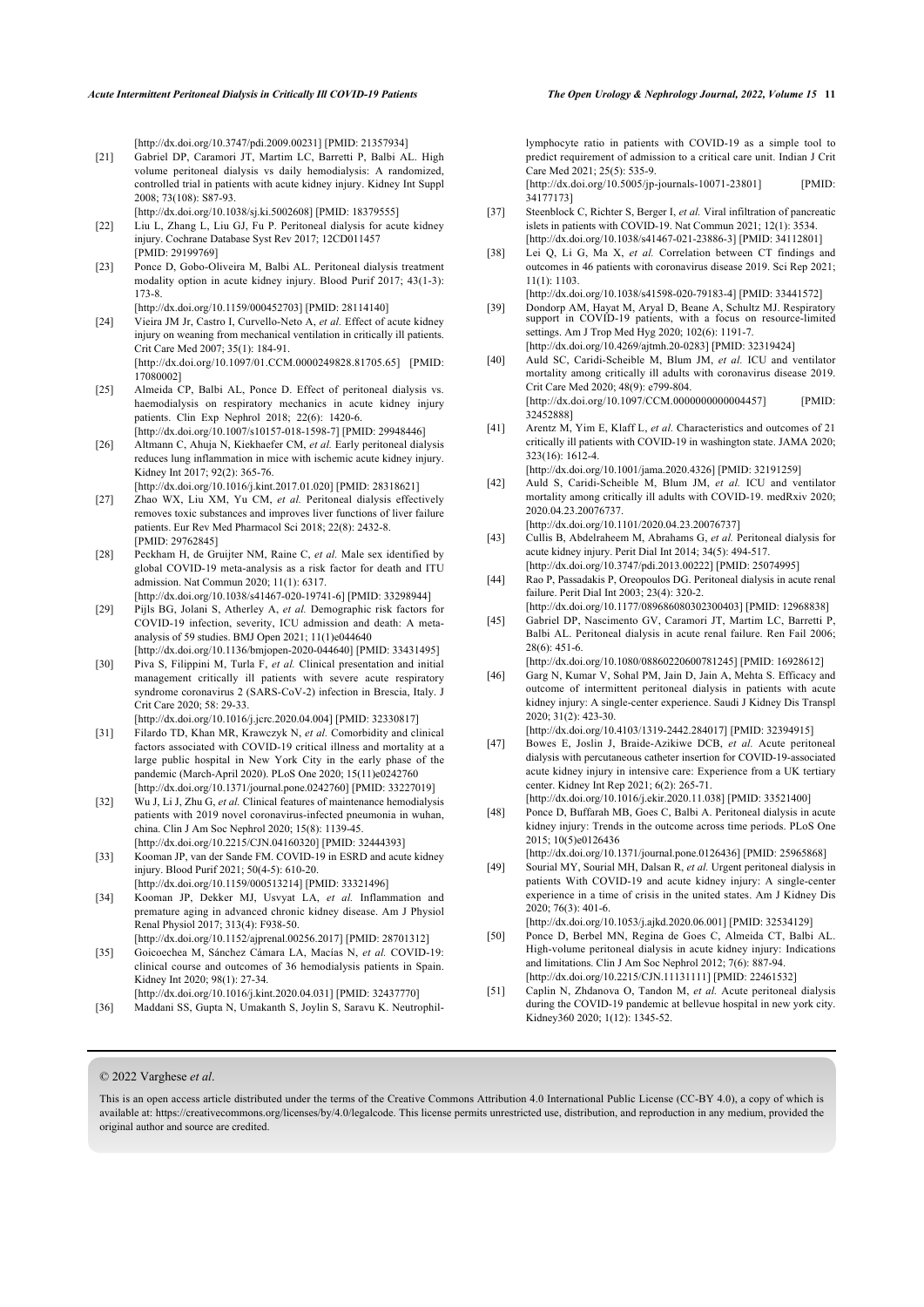[http://dx.doi.org/10.3747/pdi.2009.00231] [PMID: 21357934]

[21] Gabriel DP, Caramori JT, Martim LC, Barretti P, Balbi AL. High volume peritoneal dialysis vs daily hemodialysis: A randomized, controlled trial in patients with acute kidney injury. Kidney Int Suppl 2008; 73(108): S87-93.
[http://dx.doi.org/10.1038/sj.ki.5002608] [PMID: 18379555]

[22] Liu L, Zhang L, Liu GJ, Fu P. Peritoneal dialysis for acute kidney injury. Cochrane Database Syst Rev 2017; 12CD011457
[PMID: 29199769]

[23] Ponce D, Gobo-Oliveira M, Balbi AL. Peritoneal dialysis treatment modality option in acute kidney injury. Blood Purif 2017; 43(1-3): 173-8.
[http://dx.doi.org/10.1159/000452703] [PMID: 28114140]

[24] Vieira JM Jr, Castro I, Curvello-Neto A, *et al.* Effect of acute kidney injury on weaning from mechanical ventilation in critically ill patients. Crit Care Med 2007; 35(1): 184-91.
[http://dx.doi.org/10.1097/01.CCM.0000249828.81705.65] [PMID: 17080002]

[25] Almeida CP, Balbi AL, Ponce D. Effect of peritoneal dialysis vs. haemodialysis on respiratory mechanics in acute kidney injury patients. Clin Exp Nephrol 2018; 22(6): 1420-6.
[http://dx.doi.org/10.1007/s10157-018-1598-7] [PMID: 29948446]

[26] Altmann C, Ahuja N, Kiekhaefer CM, *et al.* Early peritoneal dialysis reduces lung inflammation in mice with ischemic acute kidney injury. Kidney Int 2017; 92(2): 365-76.
[http://dx.doi.org/10.1016/j.kint.2017.01.020] [PMID: 28318621]

[27] Zhao WX, Liu XM, Yu CM, *et al.* Peritoneal dialysis effectively removes toxic substances and improves liver functions of liver failure patients. Eur Rev Med Pharmacol Sci 2018; 22(8): 2432-8.
[PMID: 29762845]

[28] Peckham H, de Gruijter NM, Raine C, *et al.* Male sex identified by global COVID-19 meta-analysis as a risk factor for death and ITU admission. Nat Commun 2020; 11(1): 6317.
[http://dx.doi.org/10.1038/s41467-020-19741-6] [PMID: 33298944]

[29] Pijls BG, Jolani S, Atherley A, *et al.* Demographic risk factors for COVID-19 infection, severity, ICU admission and death: A meta-analysis of 59 studies. BMJ Open 2021; 11(1)e044640
[http://dx.doi.org/10.1136/bmjopen-2020-044640] [PMID: 33431495]

[30] Piva S, Filippini M, Turla F, *et al.* Clinical presentation and initial management critically ill patients with severe acute respiratory syndrome coronavirus 2 (SARS-CoV-2) infection in Brescia, Italy. J Crit Care 2020; 58: 29-33.
[http://dx.doi.org/10.1016/j.jcrc.2020.04.004] [PMID: 32330817]

[31] Filardo TD, Khan MR, Krawczyk N, *et al.* Comorbidity and clinical factors associated with COVID-19 critical illness and mortality at a large public hospital in New York City in the early phase of the pandemic (March-April 2020). PLoS One 2020; 15(11)e0242760
[http://dx.doi.org/10.1371/journal.pone.0242760] [PMID: 33227019]

[32] Wu J, Li J, Zhu G, *et al.* Clinical features of maintenance hemodialysis patients with 2019 novel coronavirus-infected pneumonia in wuhan, china. Clin J Am Soc Nephrol 2020; 15(8): 1139-45.
[http://dx.doi.org/10.2215/CJN.04160320] [PMID: 32444393]

[33] Kooman JP, van der Sande FM. COVID-19 in ESRD and acute kidney injury. Blood Purif 2021; 50(4-5): 610-20.
[http://dx.doi.org/10.1159/000513214] [PMID: 33321496]

[34] Kooman JP, Dekker MJ, Usvyat LA, *et al.* Inflammation and premature aging in advanced chronic kidney disease. Am J Physiol Renal Physiol 2017; 313(4): F938-50.
[http://dx.doi.org/10.1152/ajprenal.00256.2017] [PMID: 28701312]

[35] Goicoechea M, Sánchez Cámara LA, Macías N, *et al.* COVID-19: clinical course and outcomes of 36 hemodialysis patients in Spain. Kidney Int 2020; 98(1): 27-34.
[http://dx.doi.org/10.1016/j.kint.2020.04.031] [PMID: 32437770]

[36] Maddani SS, Gupta N, Umakanth S, Joylin S, Saravu K. Neutrophil-lymphocyte ratio in patients with COVID-19 as a simple tool to predict requirement of admission to a critical care unit. Indian J Crit Care Med 2021; 25(5): 535-9.
[http://dx.doi.org/10.5005/jp-journals-10071-23801] [PMID: 34177173]

[37] Steenblock C, Richter S, Berger I, *et al.* Viral infiltration of pancreatic islets in patients with COVID-19. Nat Commun 2021; 12(1): 3534.
[http://dx.doi.org/10.1038/s41467-021-23886-3] [PMID: 34112801]

[38] Lei Q, Li G, Ma X, *et al.* Correlation between CT findings and outcomes in 46 patients with coronavirus disease 2019. Sci Rep 2021; 11(1): 1103.
[http://dx.doi.org/10.1038/s41598-020-79183-4] [PMID: 33441572]

[39] Dondorp AM, Hayat M, Aryal D, Beane A, Schultz MJ. Respiratory support in COVID-19 patients, with a focus on resource-limited settings. Am J Trop Med Hyg 2020; 102(6): 1191-7.
[http://dx.doi.org/10.4269/ajtmh.20-0283] [PMID: 32319424]

[40] Auld SC, Caridi-Scheible M, Blum JM, *et al.* ICU and ventilator mortality among critically ill adults with coronavirus disease 2019. Crit Care Med 2020; 48(9): e799-804.
[http://dx.doi.org/10.1097/CCM.0000000000004457] [PMID: 32452888]

[41] Arentz M, Yim E, Klaff L, *et al.* Characteristics and outcomes of 21 critically ill patients with COVID-19 in washington state. JAMA 2020; 323(16): 1612-4.
[http://dx.doi.org/10.1001/jama.2020.4326] [PMID: 32191259]

[42] Auld S, Caridi-Scheible M, Blum JM, *et al.* ICU and ventilator mortality among critically ill adults with COVID-19. medRxiv 2020; 2020.04.23.20076737.
[http://dx.doi.org/10.1101/2020.04.23.20076737]

[43] Cullis B, Abdelraheem M, Abrahams G, *et al.* Peritoneal dialysis for acute kidney injury. Perit Dial Int 2014; 34(5): 494-517.
[http://dx.doi.org/10.3747/pdi.2013.00222] [PMID: 25074995]

[44] Rao P, Passadakis P, Oreopoulos DG. Peritoneal dialysis in acute renal failure. Perit Dial Int 2003; 23(4): 320-2.
[http://dx.doi.org/10.1177/089686080302300403] [PMID: 12968838]

[45] Gabriel DP, Nascimento GV, Caramori JT, Martim LC, Barretti P, Balbi AL. Peritoneal dialysis in acute renal failure. Ren Fail 2006; 28(6): 451-6.
[http://dx.doi.org/10.1080/08860220600781245] [PMID: 16928612]

[46] Garg N, Kumar V, Sohal PM, Jain D, Jain A, Mehta S. Efficacy and outcome of intermittent peritoneal dialysis in patients with acute kidney injury: A single-center experience. Saudi J Kidney Dis Transpl 2020; 31(2): 423-30.
[http://dx.doi.org/10.4103/1319-2442.284017] [PMID: 32394915]

[47] Bowes E, Joslin J, Braide-Azikiwe DCB, *et al.* Acute peritoneal dialysis with percutaneous catheter insertion for COVID-19-associated acute kidney injury in intensive care: Experience from a UK tertiary center. Kidney Int Rep 2021; 6(2): 265-71.
[http://dx.doi.org/10.1016/j.ekir.2020.11.038] [PMID: 33521400]

[48] Ponce D, Buffarah MB, Goes C, Balbi A. Peritoneal dialysis in acute kidney injury: Trends in the outcome across time periods. PLoS One 2015; 10(5)e0126436
[http://dx.doi.org/10.1371/journal.pone.0126436] [PMID: 25965868]

[49] Sourial MY, Sourial MH, Dalsan R, *et al.* Urgent peritoneal dialysis in patients With COVID-19 and acute kidney injury: A single-center experience in a time of crisis in the united states. Am J Kidney Dis 2020; 76(3): 401-6.
[http://dx.doi.org/10.1053/j.ajkd.2020.06.001] [PMID: 32534129]

[50] Ponce D, Berbel MN, Regina de Goes C, Almeida CT, Balbi AL. High-volume peritoneal dialysis in acute kidney injury: Indications and limitations. Clin J Am Soc Nephrol 2012; 7(6): 887-94.
[http://dx.doi.org/10.2215/CJN.11131111] [PMID: 22461532]

[51] Caplin N, Zhdanova O, Tandon M, *et al.* Acute peritoneal dialysis during the COVID-19 pandemic at bellevue hospital in new york city. Kidney360 2020; 1(12): 1345-52.

© 2022 Varghese *et al*.

This is an open access article distributed under the terms of the Creative Commons Attribution 4.0 International Public License (CC-BY 4.0), a copy of which is available at: https://creativecommons.org/licenses/by/4.0/legalcode. This license permits unrestricted use, distribution, and reproduction in any medium, provided the original author and source are credited.